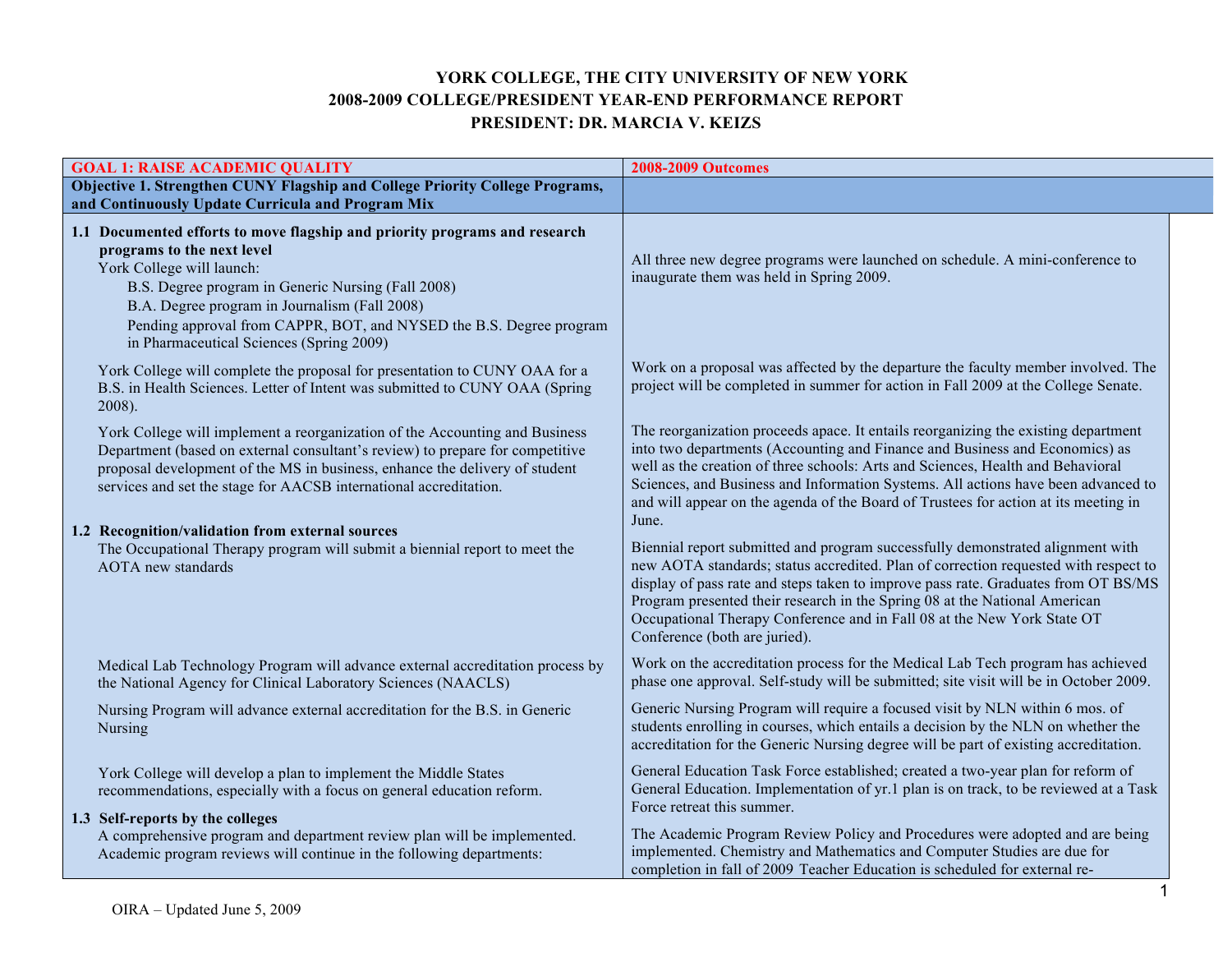# YORK COLLEGE, THE CITY UNIVERSITY OF NEW YORK
## 2008-2009 COLLEGE/PRESIDENT YEAR-END PERFORMANCE REPORT
## PRESIDENT: DR. MARCIA V. KEIZS

| GOAL 1: RAISE ACADEMIC QUALITY | 2008-2009 Outcomes |
|---|---|
| **Objective 1. Strengthen CUNY Flagship and College Priority College Programs, and Continuously Update Curricula and Program Mix** | |
| **1.1 Documented efforts to move flagship and priority programs and research programs to the next level**<br>York College will launch:<br>B.S. Degree program in Generic Nursing (Fall 2008)<br>B.A. Degree program in Journalism (Fall 2008)<br>Pending approval from CAPPR, BOT, and NYSED the B.S. Degree program in Pharmaceutical Sciences (Spring 2009) | All three new degree programs were launched on schedule. A mini-conference to inaugurate them was held in Spring 2009. |
| York College will complete the proposal for presentation to CUNY OAA for a B.S. in Health Sciences. Letter of Intent was submitted to CUNY OAA (Spring 2008). | Work on a proposal was affected by the departure the faculty member involved. The project will be completed in summer for action in Fall 2009 at the College Senate. |
| York College will implement a reorganization of the Accounting and Business Department (based on external consultant's review) to prepare for competitive proposal development of the MS in business, enhance the delivery of student services and set the stage for AACSB international accreditation. | The reorganization proceeds apace. It entails reorganizing the existing department into two departments (Accounting and Finance and Business and Economics) as well as the creation of three schools: Arts and Sciences, Health and Behavioral Sciences, and Business and Information Systems. All actions have been advanced to and will appear on the agenda of the Board of Trustees for action at its meeting in June. |
| **1.2 Recognition/validation from external sources**<br>The Occupational Therapy program will submit a biennial report to meet the AOTA new standards | Biennial report submitted and program successfully demonstrated alignment with new AOTA standards; status accredited. Plan of correction requested with respect to display of pass rate and steps taken to improve pass rate. Graduates from OT BS/MS Program presented their research in the Spring 08 at the National American Occupational Therapy Conference and in Fall 08 at the New York State OT Conference (both are juried). |
| Medical Lab Technology Program will advance external accreditation process by the National Agency for Clinical Laboratory Sciences (NAACLS) | Work on the accreditation process for the Medical Lab Tech program has achieved phase one approval. Self-study will be submitted; site visit will be in October 2009. |
| Nursing Program will advance external accreditation for the B.S. in Generic Nursing | Generic Nursing Program will require a focused visit by NLN within 6 mos. of students enrolling in courses, which entails a decision by the NLN on whether the accreditation for the Generic Nursing degree will be part of existing accreditation. |
| York College will develop a plan to implement the Middle States recommendations, especially with a focus on general education reform. | General Education Task Force established; created a two-year plan for reform of General Education. Implementation of yr.1 plan is on track, to be reviewed at a Task Force retreat this summer. |
| **1.3 Self-reports by the colleges**<br>A comprehensive program and department review plan will be implemented. Academic program reviews will continue in the following departments: | The Academic Program Review Policy and Procedures were adopted and are being implemented. Chemistry and Mathematics and Computer Studies are due for completion in fall of 2009 Teacher Education is scheduled for external re- |

OIRA – Updated June 5, 2009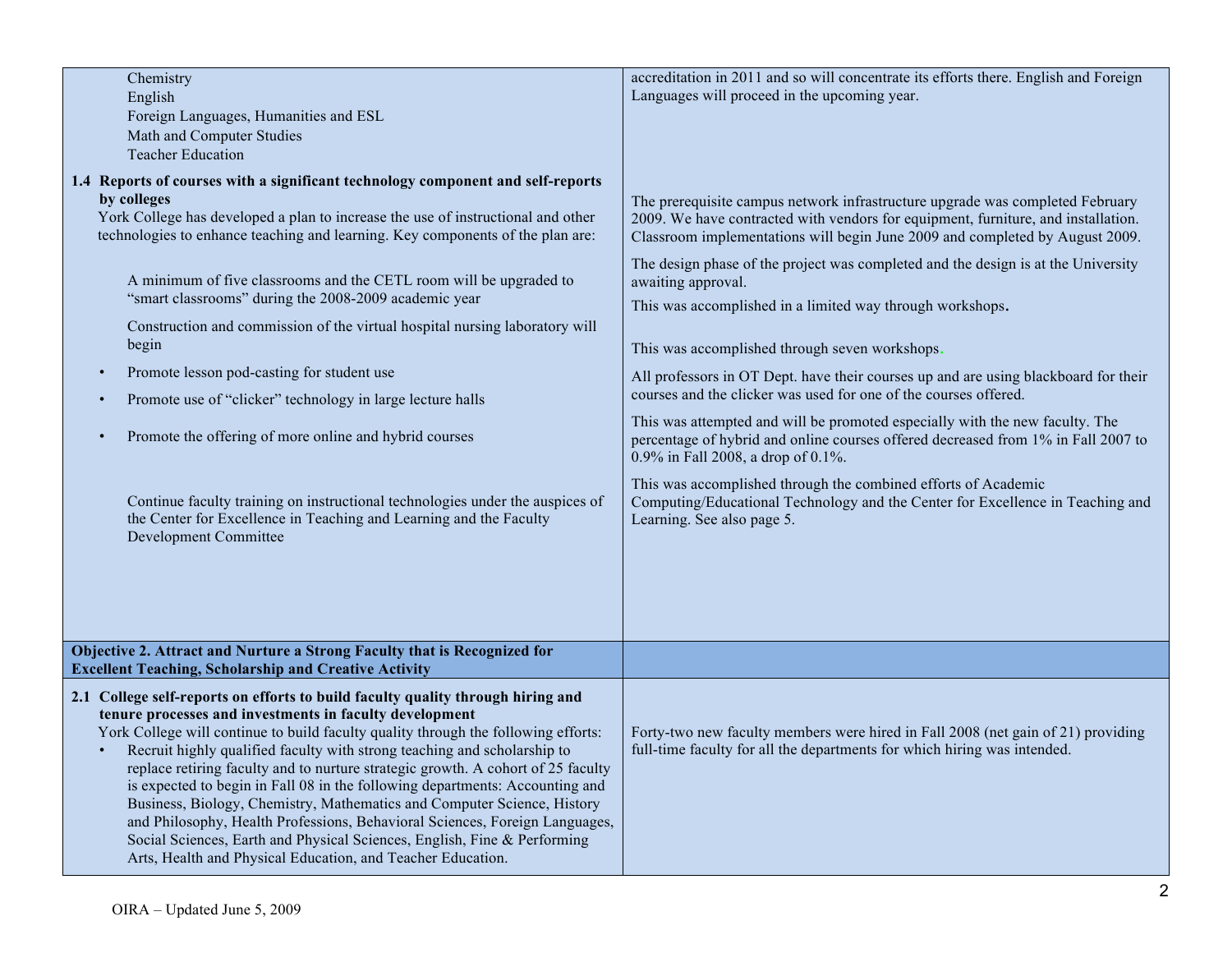| | |
|---|---|
| Chemistry<br>English<br>Foreign Languages, Humanities and ESL<br>Math and Computer Studies<br>Teacher Education | accreditation in 2011 and so will concentrate its efforts there. English and Foreign Languages will proceed in the upcoming year. |
| **1.4 Reports of courses with a significant technology component and self-reports by colleges**<br>York College has developed a plan to increase the use of instructional and other technologies to enhance teaching and learning. Key components of the plan are: | |
| A minimum of five classrooms and the CETL room will be upgraded to "smart classrooms" during the 2008-2009 academic year | The prerequisite campus network infrastructure upgrade was completed February 2009. We have contracted with vendors for equipment, furniture, and installation. Classroom implementations will begin June 2009 and completed by August 2009. |
| Construction and commission of the virtual hospital nursing laboratory will begin | The design phase of the project was completed and the design is at the University awaiting approval. |
| • Promote lesson pod-casting for student use | This was accomplished in a limited way through workshops. |
| • Promote use of "clicker" technology in large lecture halls | This was accomplished through seven workshops. All professors in OT Dept. have their courses up and are using blackboard for their courses and the clicker was used for one of the courses offered. |
| • Promote the offering of more online and hybrid courses | This was attempted and will be promoted especially with the new faculty. The percentage of hybrid and online courses offered decreased from 1% in Fall 2007 to 0.9% in Fall 2008, a drop of 0.1%. |
| Continue faculty training on instructional technologies under the auspices of the Center for Excellence in Teaching and Learning and the Faculty Development Committee | This was accomplished through the combined efforts of Academic Computing/Educational Technology and the Center for Excellence in Teaching and Learning. See also page 5. |
| **Objective 2. Attract and Nurture a Strong Faculty that is Recognized for Excellent Teaching, Scholarship and Creative Activity** | |
| **2.1 College self-reports on efforts to build faculty quality through hiring and tenure processes and investments in faculty development**<br>York College will continue to build faculty quality through the following efforts:<br>• Recruit highly qualified faculty with strong teaching and scholarship to replace retiring faculty and to nurture strategic growth. A cohort of 25 faculty is expected to begin in Fall 08 in the following departments: Accounting and Business, Biology, Chemistry, Mathematics and Computer Science, History and Philosophy, Health Professions, Behavioral Sciences, Foreign Languages, Social Sciences, Earth and Physical Sciences, English, Fine & Performing Arts, Health and Physical Education, and Teacher Education. | Forty-two new faculty members were hired in Fall 2008 (net gain of 21) providing full-time faculty for all the departments for which hiring was intended. |

OIRA – Updated June 5, 2009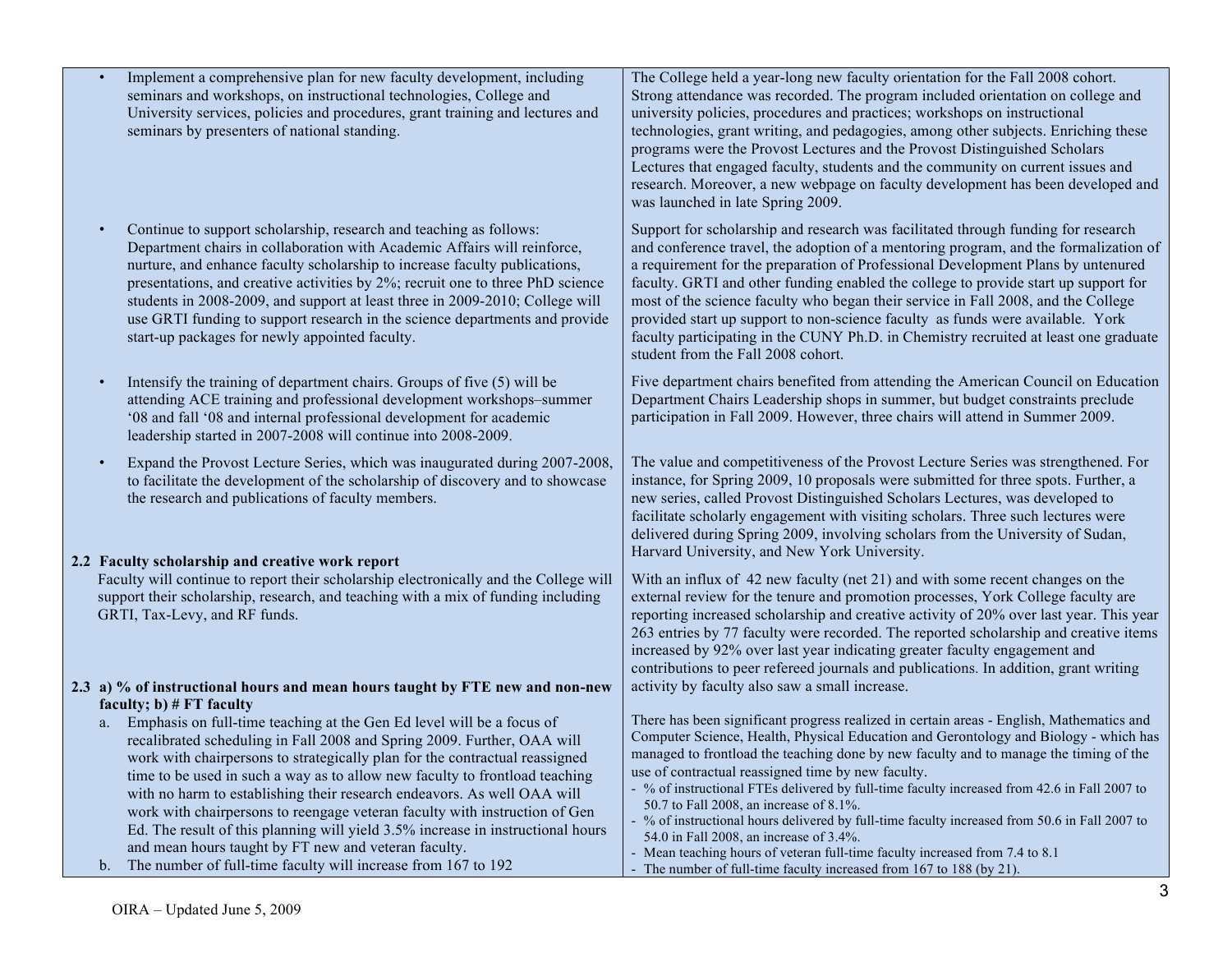| | |
|---|---|
| • Implement a comprehensive plan for new faculty development, including seminars and workshops, on instructional technologies, College and University services, policies and procedures, grant training and lectures and seminars by presenters of national standing. | The College held a year-long new faculty orientation for the Fall 2008 cohort. Strong attendance was recorded. The program included orientation on college and university policies, procedures and practices; workshops on instructional technologies, grant writing, and pedagogies, among other subjects. Enriching these programs were the Provost Lectures and the Provost Distinguished Scholars Lectures that engaged faculty, students and the community on current issues and research. Moreover, a new webpage on faculty development has been developed and was launched in late Spring 2009. |
| • Continue to support scholarship, research and teaching as follows: Department chairs in collaboration with Academic Affairs will reinforce, nurture, and enhance faculty scholarship to increase faculty publications, presentations, and creative activities by 2%; recruit one to three PhD science students in 2008-2009, and support at least three in 2009-2010; College will use GRTI funding to support research in the science departments and provide start-up packages for newly appointed faculty. | Support for scholarship and research was facilitated through funding for research and conference travel, the adoption of a mentoring program, and the formalization of a requirement for the preparation of Professional Development Plans by untenured faculty. GRTI and other funding enabled the college to provide start up support for most of the science faculty who began their service in Fall 2008, and the College provided start up support to non-science faculty as funds were available. York faculty participating in the CUNY Ph.D. in Chemistry recruited at least one graduate student from the Fall 2008 cohort. |
| • Intensify the training of department chairs. Groups of five (5) will be attending ACE training and professional development workshops–summer '08 and fall '08 and internal professional development for academic leadership started in 2007-2008 will continue into 2008-2009. | Five department chairs benefited from attending the American Council on Education Department Chairs Leadership shops in summer, but budget constraints preclude participation in Fall 2009. However, three chairs will attend in Summer 2009. |
| • Expand the Provost Lecture Series, which was inaugurated during 2007-2008, to facilitate the development of the scholarship of discovery and to showcase the research and publications of faculty members. | The value and competitiveness of the Provost Lecture Series was strengthened. For instance, for Spring 2009, 10 proposals were submitted for three spots. Further, a new series, called Provost Distinguished Scholars Lectures, was developed to facilitate scholarly engagement with visiting scholars. Three such lectures were delivered during Spring 2009, involving scholars from the University of Sudan, Harvard University, and New York University. |
| **2.2 Faculty scholarship and creative work report**<br>Faculty will continue to report their scholarship electronically and the College will support their scholarship, research, and teaching with a mix of funding including GRTI, Tax-Levy, and RF funds. | With an influx of 42 new faculty (net 21) and with some recent changes on the external review for the tenure and promotion processes, York College faculty are reporting increased scholarship and creative activity of 20% over last year. This year 263 entries by 77 faculty were recorded. The reported scholarship and creative items increased by 92% over last year indicating greater faculty engagement and contributions to peer refereed journals and publications. In addition, grant writing activity by faculty also saw a small increase. |
| **2.3 a) % of instructional hours and mean hours taught by FTE new and non-new faculty; b) # FT faculty**<br>a. Emphasis on full-time teaching at the Gen Ed level will be a focus of recalibrated scheduling in Fall 2008 and Spring 2009. Further, OAA will work with chairpersons to strategically plan for the contractual reassigned time to be used in such a way as to allow new faculty to frontload teaching with no harm to establishing their research endeavors. As well OAA will work with chairpersons to reengage veteran faculty with instruction of Gen Ed. The result of this planning will yield 3.5% increase in instructional hours and mean hours taught by FT new and veteran faculty.<br>b. The number of full-time faculty will increase from 167 to 192 | There has been significant progress realized in certain areas - English, Mathematics and Computer Science, Health, Physical Education and Gerontology and Biology - which has managed to frontload the teaching done by new faculty and to manage the timing of the use of contractual reassigned time by new faculty.<br>- % of instructional FTEs delivered by full-time faculty increased from 42.6 in Fall 2007 to 50.7 to Fall 2008, an increase of 8.1%.<br>- % of instructional hours delivered by full-time faculty increased from 50.6 in Fall 2007 to 54.0 in Fall 2008, an increase of 3.4%.<br>- Mean teaching hours of veteran full-time faculty increased from 7.4 to 8.1<br>- The number of full-time faculty increased from 167 to 188 (by 21). |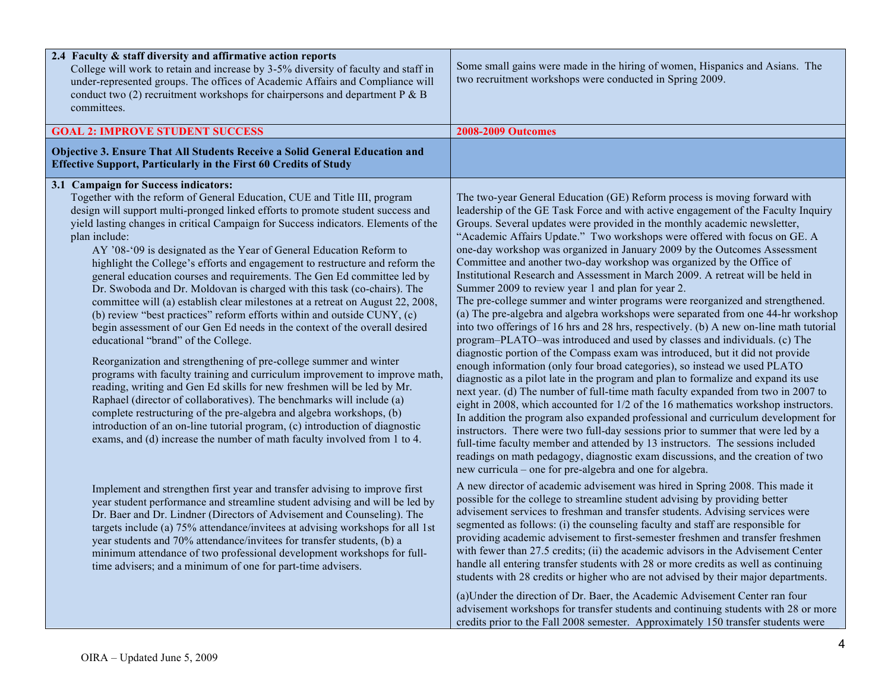| | |
|---|---|
| **2.4 Faculty & staff diversity and affirmative action reports**<br>College will work to retain and increase by 3-5% diversity of faculty and staff in under-represented groups. The offices of Academic Affairs and Compliance will conduct two (2) recruitment workshops for chairpersons and department P & B committees. | Some small gains were made in the hiring of women, Hispanics and Asians. The two recruitment workshops were conducted in Spring 2009. |
| **GOAL 2: IMPROVE STUDENT SUCCESS** | **2008-2009 Outcomes** |
| **Objective 3. Ensure That All Students Receive a Solid General Education and Effective Support, Particularly in the First 60 Credits of Study** | |
| **3.1 Campaign for Success indicators:**<br>Together with the reform of General Education, CUE and Title III, program design will support multi-pronged linked efforts to promote student success and yield lasting changes in critical Campaign for Success indicators. Elements of the plan include:<br>AY '08-'09 is designated as the Year of General Education Reform to highlight the College's efforts and engagement to restructure and reform the general education courses and requirements. The Gen Ed committee led by Dr. Swoboda and Dr. Moldovan is charged with this task (co-chairs). The committee will (a) establish clear milestones at a retreat on August 22, 2008, (b) review "best practices" reform efforts within and outside CUNY, (c) begin assessment of our Gen Ed needs in the context of the overall desired educational "brand" of the College. | The two-year General Education (GE) Reform process is moving forward with leadership of the GE Task Force and with active engagement of the Faculty Inquiry Groups. Several updates were provided in the monthly academic newsletter, "Academic Affairs Update." Two workshops were offered with focus on GE. A one-day workshop was organized in January 2009 by the Outcomes Assessment Committee and another two-day workshop was organized by the Office of Institutional Research and Assessment in March 2009. A retreat will be held in Summer 2009 to review year 1 and plan for year 2. |
| Reorganization and strengthening of pre-college summer and winter programs with faculty training and curriculum improvement to improve math, reading, writing and Gen Ed skills for new freshmen will be led by Mr. Raphael (director of collaboratives). The benchmarks will include (a) complete restructuring of the pre-algebra and algebra workshops, (b) introduction of an on-line tutorial program, (c) introduction of diagnostic exams, and (d) increase the number of math faculty involved from 1 to 4. | The pre-college summer and winter programs were reorganized and strengthened. (a) The pre-algebra and algebra workshops were separated from one 44-hr workshop into two offerings of 16 hrs and 28 hrs, respectively. (b) A new on-line math tutorial program–PLATO–was introduced and used by classes and individuals. (c) The diagnostic portion of the Compass exam was introduced, but it did not provide enough information (only four broad categories), so instead we used PLATO diagnostic as a pilot late in the program and plan to formalize and expand its use next year. (d) The number of full-time math faculty expanded from two in 2007 to eight in 2008, which accounted for 1/2 of the 16 mathematics workshop instructors. In addition the program also expanded professional and curriculum development for instructors. There were two full-day sessions prior to summer that were led by a full-time faculty member and attended by 13 instructors. The sessions included readings on math pedagogy, diagnostic exam discussions, and the creation of two new curricula – one for pre-algebra and one for algebra. |
| Implement and strengthen first year and transfer advising to improve first year student performance and streamline student advising and will be led by Dr. Baer and Dr. Lindner (Directors of Advisement and Counseling). The targets include (a) 75% attendance/invitees at advising workshops for all 1st year students and 70% attendance/invitees for transfer students, (b) a minimum attendance of two professional development workshops for full-time advisers; and a minimum of one for part-time advisers. | A new director of academic advisement was hired in Spring 2008. This made it possible for the college to streamline student advising by providing better advisement services to freshman and transfer students. Advising services were segmented as follows: (i) the counseling faculty and staff are responsible for providing academic advisement to first-semester freshmen and transfer freshmen with fewer than 27.5 credits; (ii) the academic advisors in the Advisement Center handle all entering transfer students with 28 or more credits as well as continuing students with 28 credits or higher who are not advised by their major departments.<br><br>(a)Under the direction of Dr. Baer, the Academic Advisement Center ran four advisement workshops for transfer students and continuing students with 28 or more credits prior to the Fall 2008 semester. Approximately 150 transfer students were |

OIRA – Updated June 5, 2009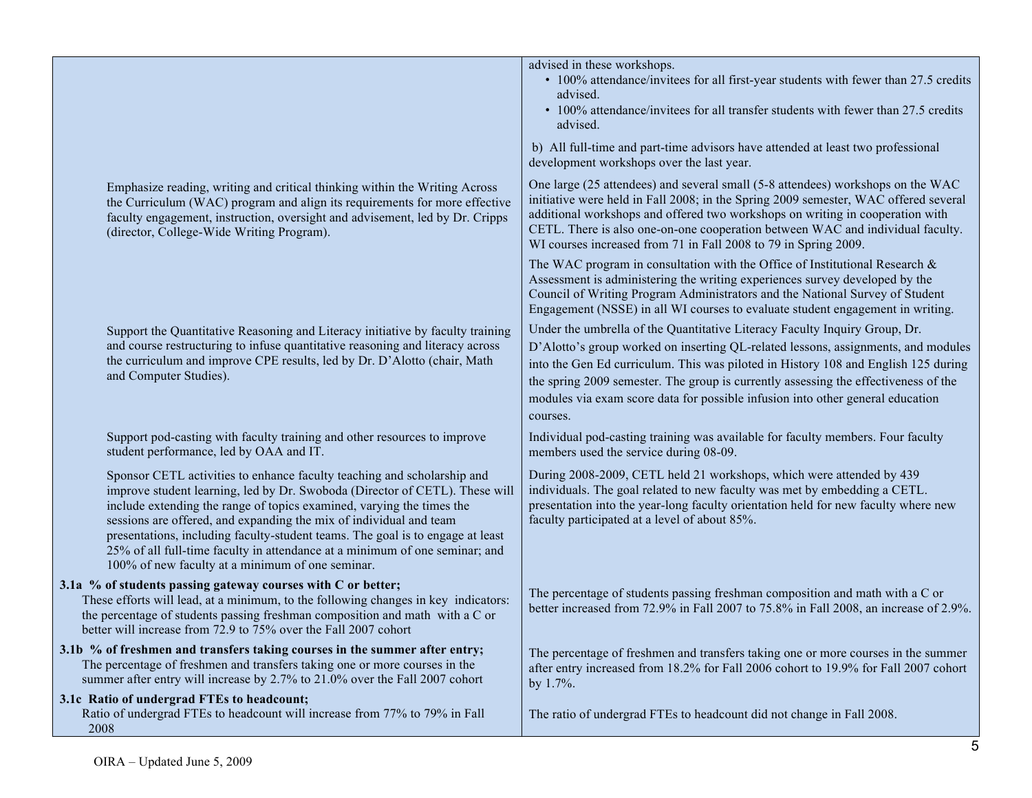| | |
|---|---|
| | advised in these workshops.<br>• 100% attendance/invitees for all first-year students with fewer than 27.5 credits advised.<br>• 100% attendance/invitees for all transfer students with fewer than 27.5 credits advised.<br><br>b) All full-time and part-time advisors have attended at least two professional development workshops over the last year. |
| Emphasize reading, writing and critical thinking within the Writing Across the Curriculum (WAC) program and align its requirements for more effective faculty engagement, instruction, oversight and advisement, led by Dr. Cripps (director, College-Wide Writing Program). | One large (25 attendees) and several small (5-8 attendees) workshops on the WAC initiative were held in Fall 2008; in the Spring 2009 semester, WAC offered several additional workshops and offered two workshops on writing in cooperation with CETL. There is also one-on-one cooperation between WAC and individual faculty. WI courses increased from 71 in Fall 2008 to 79 in Spring 2009.<br><br>The WAC program in consultation with the Office of Institutional Research & Assessment is administering the writing experiences survey developed by the Council of Writing Program Administrators and the National Survey of Student Engagement (NSSE) in all WI courses to evaluate student engagement in writing. |
| Support the Quantitative Reasoning and Literacy initiative by faculty training and course restructuring to infuse quantitative reasoning and literacy across the curriculum and improve CPE results, led by Dr. D'Alotto (chair, Math and Computer Studies). | Under the umbrella of the Quantitative Literacy Faculty Inquiry Group, Dr. D'Alotto's group worked on inserting QL-related lessons, assignments, and modules into the Gen Ed curriculum. This was piloted in History 108 and English 125 during the spring 2009 semester. The group is currently assessing the effectiveness of the modules via exam score data for possible infusion into other general education courses. |
| Support pod-casting with faculty training and other resources to improve student performance, led by OAA and IT. | Individual pod-casting training was available for faculty members. Four faculty members used the service during 08-09. |
| Sponsor CETL activities to enhance faculty teaching and scholarship and improve student learning, led by Dr. Swoboda (Director of CETL). These will include extending the range of topics examined, varying the times the sessions are offered, and expanding the mix of individual and team presentations, including faculty-student teams. The goal is to engage at least 25% of all full-time faculty in attendance at a minimum of one seminar; and 100% of new faculty at a minimum of one seminar. | During 2008-2009, CETL held 21 workshops, which were attended by 439 individuals. The goal related to new faculty was met by embedding a CETL. presentation into the year-long faculty orientation held for new faculty where new faculty participated at a level of about 85%. |
| **3.1a % of students passing gateway courses with C or better;**<br>These efforts will lead, at a minimum, to the following changes in key indicators: the percentage of students passing freshman composition and math with a C or better will increase from 72.9 to 75% over the Fall 2007 cohort | The percentage of students passing freshman composition and math with a C or better increased from 72.9% in Fall 2007 to 75.8% in Fall 2008, an increase of 2.9%. |
| **3.1b % of freshmen and transfers taking courses in the summer after entry;**<br>The percentage of freshmen and transfers taking one or more courses in the summer after entry will increase by 2.7% to 21.0% over the Fall 2007 cohort | The percentage of freshmen and transfers taking one or more courses in the summer after entry increased from 18.2% for Fall 2006 cohort to 19.9% for Fall 2007 cohort by 1.7%. |
| **3.1c Ratio of undergrad FTEs to headcount;**<br>Ratio of undergrad FTEs to headcount will increase from 77% to 79% in Fall 2008 | The ratio of undergrad FTEs to headcount did not change in Fall 2008. |

OIRA – Updated June 5, 2009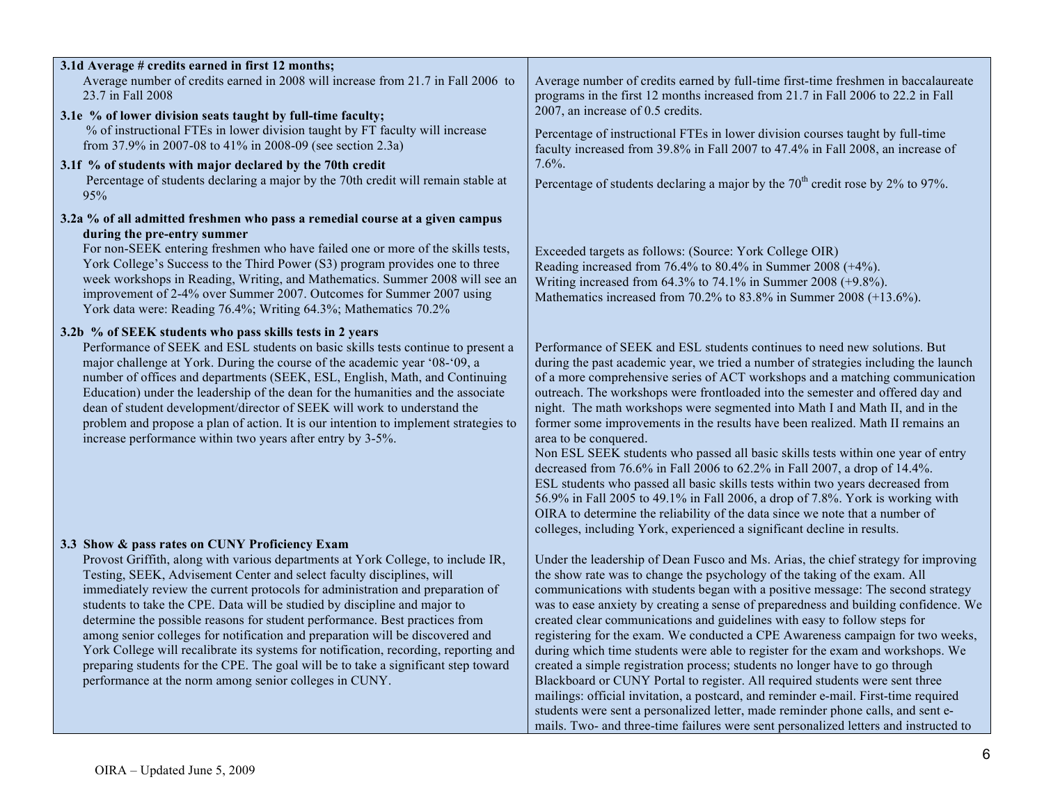| Goal / Target | Outcome |
| --- | --- |
| **3.1d Average # credits earned in first 12 months;** Average number of credits earned in 2008 will increase from 21.7 in Fall 2006 to 23.7 in Fall 2008 | Average number of credits earned by full-time first-time freshmen in baccalaureate programs in the first 12 months increased from 21.7 in Fall 2006 to 22.2 in Fall 2007, an increase of 0.5 credits. |
| **3.1e % of lower division seats taught by full-time faculty;** % of instructional FTEs in lower division taught by FT faculty will increase from 37.9% in 2007-08 to 41% in 2008-09 (see section 2.3a) | Percentage of instructional FTEs in lower division courses taught by full-time faculty increased from 39.8% in Fall 2007 to 47.4% in Fall 2008, an increase of 7.6%. |
| **3.1f % of students with major declared by the 70th credit** Percentage of students declaring a major by the 70th credit will remain stable at 95% | Percentage of students declaring a major by the 70th credit rose by 2% to 97%. |
| **3.2a % of all admitted freshmen who pass a remedial course at a given campus during the pre-entry summer** For non-SEEK entering freshmen who have failed one or more of the skills tests, York College's Success to the Third Power (S3) program provides one to three week workshops in Reading, Writing, and Mathematics. Summer 2008 will see an improvement of 2-4% over Summer 2007. Outcomes for Summer 2007 using York data were: Reading 76.4%; Writing 64.3%; Mathematics 70.2% | Exceeded targets as follows: (Source: York College OIR)<br>Reading increased from 76.4% to 80.4% in Summer 2008 (+4%).<br>Writing increased from 64.3% to 74.1% in Summer 2008 (+9.8%).<br>Mathematics increased from 70.2% to 83.8% in Summer 2008 (+13.6%). |
| **3.2b % of SEEK students who pass skills tests in 2 years** Performance of SEEK and ESL students on basic skills tests continue to present a major challenge at York. During the course of the academic year '08-'09, a number of offices and departments (SEEK, ESL, English, Math, and Continuing Education) under the leadership of the dean for the humanities and the associate dean of student development/director of SEEK will work to understand the problem and propose a plan of action. It is our intention to implement strategies to increase performance within two years after entry by 3-5%. | Performance of SEEK and ESL students continues to need new solutions. But during the past academic year, we tried a number of strategies including the launch of a more comprehensive series of ACT workshops and a matching communication outreach. The workshops were frontloaded into the semester and offered day and night. The math workshops were segmented into Math I and Math II, and in the former some improvements in the results have been realized. Math II remains an area to be conquered.<br>Non ESL SEEK students who passed all basic skills tests within one year of entry decreased from 76.6% in Fall 2006 to 62.2% in Fall 2007, a drop of 14.4%.<br>ESL students who passed all basic skills tests within two years decreased from 56.9% in Fall 2005 to 49.1% in Fall 2006, a drop of 7.8%. York is working with OIRA to determine the reliability of the data since we note that a number of colleges, including York, experienced a significant decline in results. |
| **3.3 Show & pass rates on CUNY Proficiency Exam** Provost Griffith, along with various departments at York College, to include IR, Testing, SEEK, Advisement Center and select faculty disciplines, will immediately review the current protocols for administration and preparation of students to take the CPE. Data will be studied by discipline and major to determine the possible reasons for student performance. Best practices from among senior colleges for notification and preparation will be discovered and York College will recalibrate its systems for notification, recording, reporting and preparing students for the CPE. The goal will be to take a significant step toward performance at the norm among senior colleges in CUNY. | Under the leadership of Dean Fusco and Ms. Arias, the chief strategy for improving the show rate was to change the psychology of the taking of the exam. All communications with students began with a positive message: The second strategy was to ease anxiety by creating a sense of preparedness and building confidence. We created clear communications and guidelines with easy to follow steps for registering for the exam. We conducted a CPE Awareness campaign for two weeks, during which time students were able to register for the exam and workshops. We created a simple registration process; students no longer have to go through Blackboard or CUNY Portal to register. All required students were sent three mailings: official invitation, a postcard, and reminder e-mail. First-time required students were sent a personalized letter, made reminder phone calls, and sent e-mails. Two- and three-time failures were sent personalized letters and instructed to |

OIRA – Updated June 5, 2009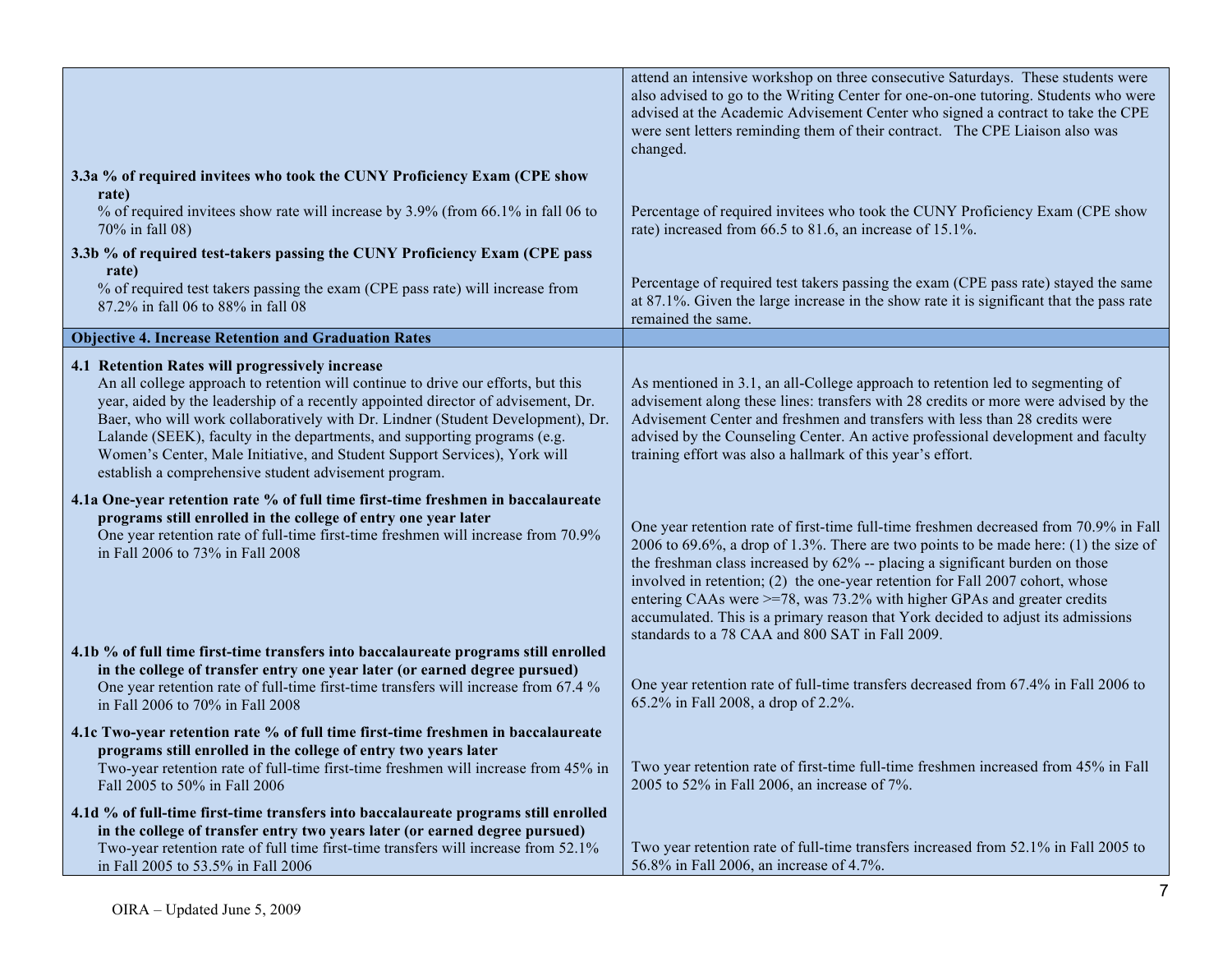| | |
|---|---|
| | attend an intensive workshop on three consecutive Saturdays. These students were also advised to go to the Writing Center for one-on-one tutoring. Students who were advised at the Academic Advisement Center who signed a contract to take the CPE were sent letters reminding them of their contract. The CPE Liaison also was changed. |
| **3.3a % of required invitees who took the CUNY Proficiency Exam (CPE show rate)**<br>% of required invitees show rate will increase by 3.9% (from 66.1% in fall 06 to 70% in fall 08) | Percentage of required invitees who took the CUNY Proficiency Exam (CPE show rate) increased from 66.5 to 81.6, an increase of 15.1%. |
| **3.3b % of required test-takers passing the CUNY Proficiency Exam (CPE pass rate)**<br>% of required test takers passing the exam (CPE pass rate) will increase from 87.2% in fall 06 to 88% in fall 08 | Percentage of required test takers passing the exam (CPE pass rate) stayed the same at 87.1%. Given the large increase in the show rate it is significant that the pass rate remained the same. |
| **Objective 4. Increase Retention and Graduation Rates** | |
| **4.1 Retention Rates will progressively increase**<br>An all college approach to retention will continue to drive our efforts, but this year, aided by the leadership of a recently appointed director of advisement, Dr. Baer, who will work collaboratively with Dr. Lindner (Student Development), Dr. Lalande (SEEK), faculty in the departments, and supporting programs (e.g. Women's Center, Male Initiative, and Student Support Services), York will establish a comprehensive student advisement program. | As mentioned in 3.1, an all-College approach to retention led to segmenting of advisement along these lines: transfers with 28 credits or more were advised by the Advisement Center and freshmen and transfers with less than 28 credits were advised by the Counseling Center. An active professional development and faculty training effort was also a hallmark of this year's effort. |
| **4.1a One-year retention rate % of full time first-time freshmen in baccalaureate programs still enrolled in the college of entry one year later**<br>One year retention rate of full-time first-time freshmen will increase from 70.9% in Fall 2006 to 73% in Fall 2008 | One year retention rate of first-time full-time freshmen decreased from 70.9% in Fall 2006 to 69.6%, a drop of 1.3%. There are two points to be made here: (1) the size of the freshman class increased by 62% -- placing a significant burden on those involved in retention; (2) the one-year retention for Fall 2007 cohort, whose entering CAAs were >=78, was 73.2% with higher GPAs and greater credits accumulated. This is a primary reason that York decided to adjust its admissions standards to a 78 CAA and 800 SAT in Fall 2009. |
| **4.1b % of full time first-time transfers into baccalaureate programs still enrolled in the college of transfer entry one year later (or earned degree pursued)**<br>One year retention rate of full-time first-time transfers will increase from 67.4 % in Fall 2006 to 70% in Fall 2008 | One year retention rate of full-time transfers decreased from 67.4% in Fall 2006 to 65.2% in Fall 2008, a drop of 2.2%. |
| **4.1c Two-year retention rate % of full time first-time freshmen in baccalaureate programs still enrolled in the college of entry two years later**<br>Two-year retention rate of full-time first-time freshmen will increase from 45% in Fall 2005 to 50% in Fall 2006 | Two year retention rate of first-time full-time freshmen increased from 45% in Fall 2005 to 52% in Fall 2006, an increase of 7%. |
| **4.1d % of full-time first-time transfers into baccalaureate programs still enrolled in the college of transfer entry two years later (or earned degree pursued)**<br>Two-year retention rate of full time first-time transfers will increase from 52.1% in Fall 2005 to 53.5% in Fall 2006 | Two year retention rate of full-time transfers increased from 52.1% in Fall 2005 to 56.8% in Fall 2006, an increase of 4.7%. |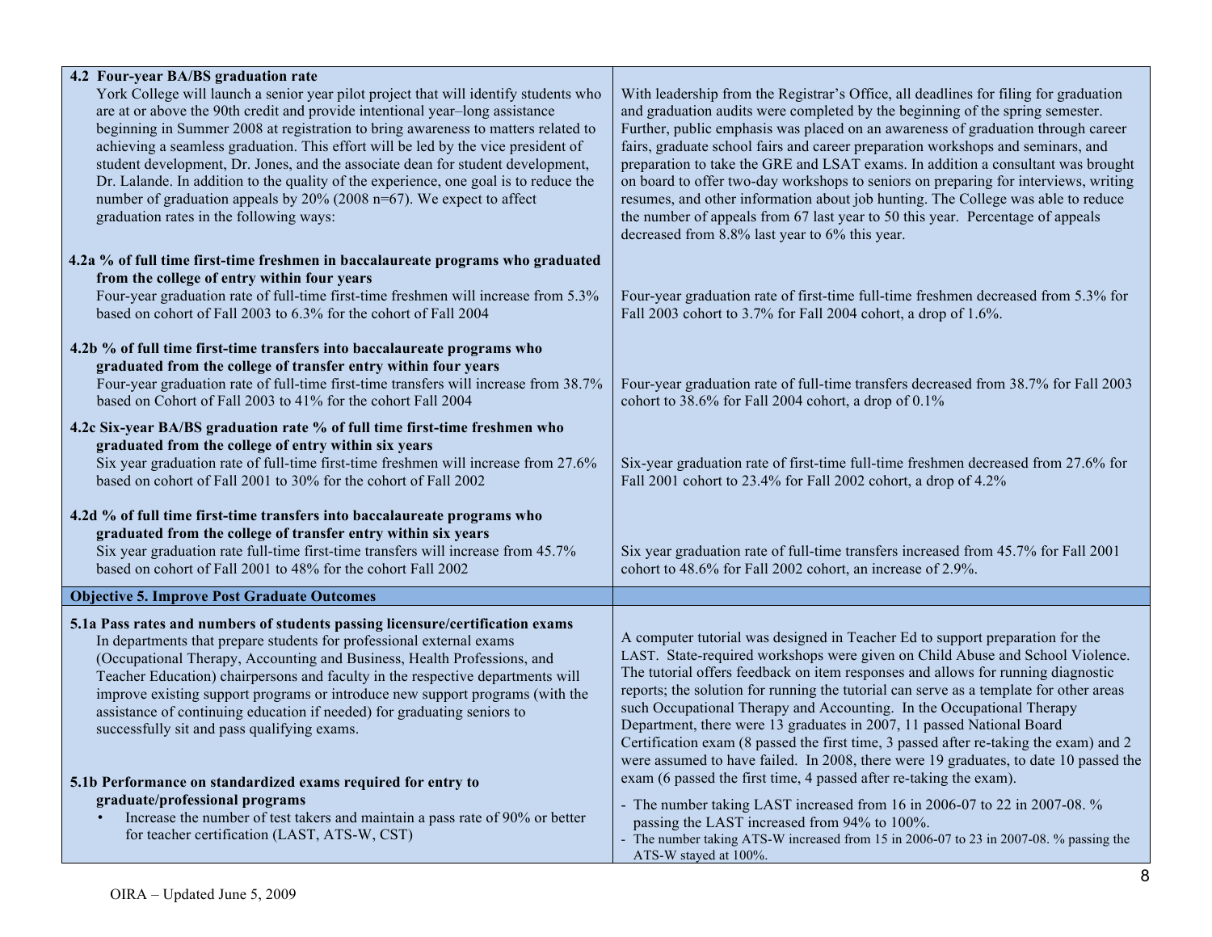| | |
|---|---|
| **4.2 Four-year BA/BS graduation rate**<br>York College will launch a senior year pilot project that will identify students who are at or above the 90th credit and provide intentional year–long assistance beginning in Summer 2008 at registration to bring awareness to matters related to achieving a seamless graduation. This effort will be led by the vice president of student development, Dr. Jones, and the associate dean for student development, Dr. Lalande. In addition to the quality of the experience, one goal is to reduce the number of graduation appeals by 20% (2008 n=67). We expect to affect graduation rates in the following ways: | With leadership from the Registrar's Office, all deadlines for filing for graduation and graduation audits were completed by the beginning of the spring semester. Further, public emphasis was placed on an awareness of graduation through career fairs, graduate school fairs and career preparation workshops and seminars, and preparation to take the GRE and LSAT exams. In addition a consultant was brought on board to offer two-day workshops to seniors on preparing for interviews, writing resumes, and other information about job hunting. The College was able to reduce the number of appeals from 67 last year to 50 this year. Percentage of appeals decreased from 8.8% last year to 6% this year. |
| **4.2a % of full time first-time freshmen in baccalaureate programs who graduated from the college of entry within four years**<br>Four-year graduation rate of full-time first-time freshmen will increase from 5.3% based on cohort of Fall 2003 to 6.3% for the cohort of Fall 2004 | Four-year graduation rate of first-time full-time freshmen decreased from 5.3% for Fall 2003 cohort to 3.7% for Fall 2004 cohort, a drop of 1.6%. |
| **4.2b % of full time first-time transfers into baccalaureate programs who graduated from the college of transfer entry within four years**<br>Four-year graduation rate of full-time first-time transfers will increase from 38.7% based on Cohort of Fall 2003 to 41% for the cohort Fall 2004 | Four-year graduation rate of full-time transfers decreased from 38.7% for Fall 2003 cohort to 38.6% for Fall 2004 cohort, a drop of 0.1% |
| **4.2c Six-year BA/BS graduation rate % of full time first-time freshmen who graduated from the college of entry within six years**<br>Six year graduation rate of full-time first-time freshmen will increase from 27.6% based on cohort of Fall 2001 to 30% for the cohort of Fall 2002 | Six-year graduation rate of first-time full-time freshmen decreased from 27.6% for Fall 2001 cohort to 23.4% for Fall 2002 cohort, a drop of 4.2% |
| **4.2d % of full time first-time transfers into baccalaureate programs who graduated from the college of transfer entry within six years**<br>Six year graduation rate full-time first-time transfers will increase from 45.7% based on cohort of Fall 2001 to 48% for the cohort Fall 2002 | Six year graduation rate of full-time transfers increased from 45.7% for Fall 2001 cohort to 48.6% for Fall 2002 cohort, an increase of 2.9%. |
| **Objective 5. Improve Post Graduate Outcomes** | |
| **5.1a Pass rates and numbers of students passing licensure/certification exams**<br>In departments that prepare students for professional external exams (Occupational Therapy, Accounting and Business, Health Professions, and Teacher Education) chairpersons and faculty in the respective departments will improve existing support programs or introduce new support programs (with the assistance of continuing education if needed) for graduating seniors to successfully sit and pass qualifying exams.<br><br>**5.1b Performance on standardized exams required for entry to graduate/professional programs**<br>• Increase the number of test takers and maintain a pass rate of 90% or better for teacher certification (LAST, ATS-W, CST) | A computer tutorial was designed in Teacher Ed to support preparation for the LAST. State-required workshops were given on Child Abuse and School Violence. The tutorial offers feedback on item responses and allows for running diagnostic reports; the solution for running the tutorial can serve as a template for other areas such Occupational Therapy and Accounting. In the Occupational Therapy Department, there were 13 graduates in 2007, 11 passed National Board Certification exam (8 passed the first time, 3 passed after re-taking the exam) and 2 were assumed to have failed. In 2008, there were 19 graduates, to date 10 passed the exam (6 passed the first time, 4 passed after re-taking the exam).<br><br>- The number taking LAST increased from 16 in 2006-07 to 22 in 2007-08. % passing the LAST increased from 94% to 100%.<br>- The number taking ATS-W increased from 15 in 2006-07 to 23 in 2007-08. % passing the ATS-W stayed at 100%. |

OIRA – Updated June 5, 2009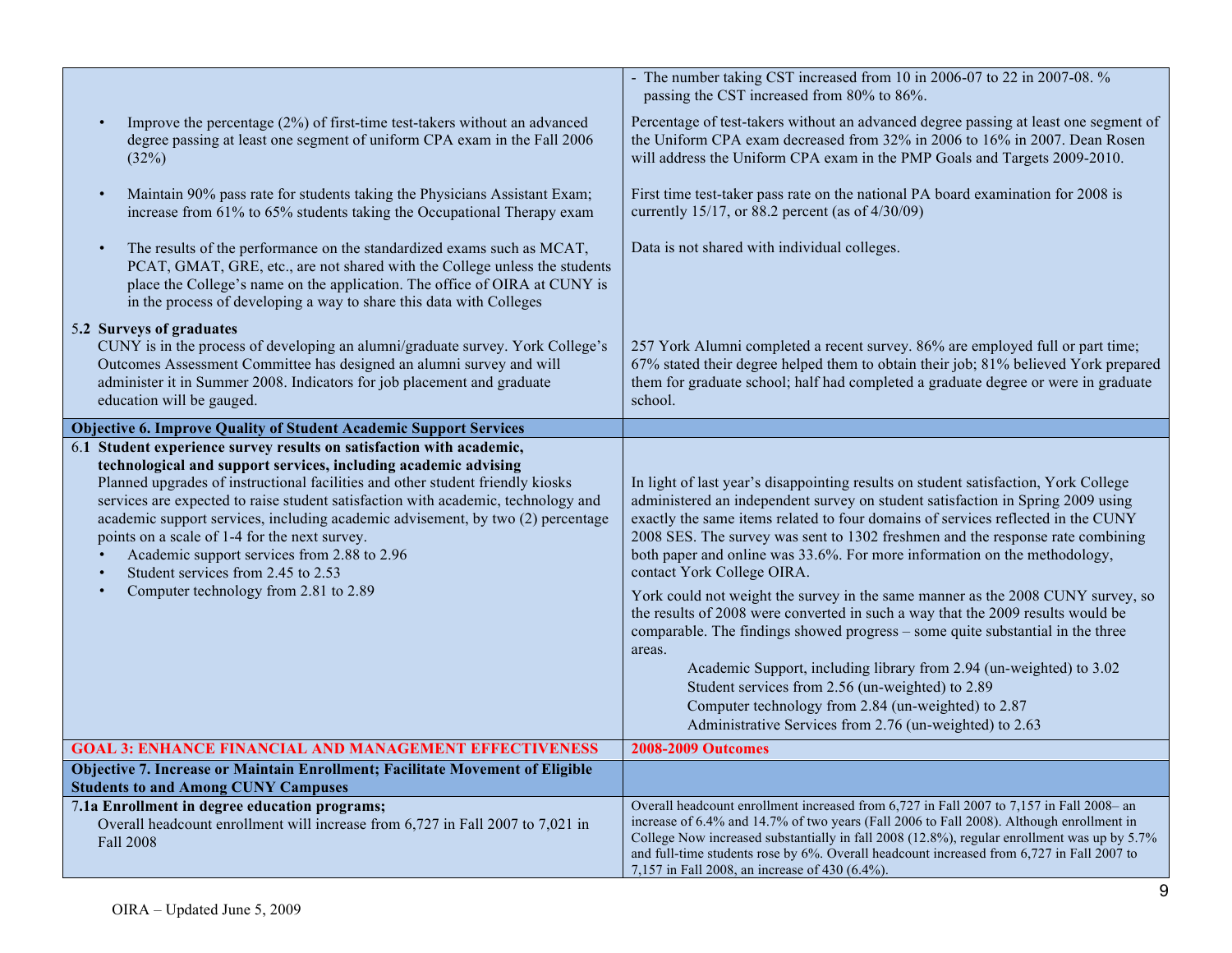| | |
|---|---|
| | - The number taking CST increased from 10 in 2006-07 to 22 in 2007-08. % passing the CST increased from 80% to 86%. |
| • Improve the percentage (2%) of first-time test-takers without an advanced degree passing at least one segment of uniform CPA exam in the Fall 2006 (32%) | Percentage of test-takers without an advanced degree passing at least one segment of the Uniform CPA exam decreased from 32% in 2006 to 16% in 2007. Dean Rosen will address the Uniform CPA exam in the PMP Goals and Targets 2009-2010. |
| • Maintain 90% pass rate for students taking the Physicians Assistant Exam; increase from 61% to 65% students taking the Occupational Therapy exam | First time test-taker pass rate on the national PA board examination for 2008 is currently 15/17, or 88.2 percent (as of 4/30/09) |
| • The results of the performance on the standardized exams such as MCAT, PCAT, GMAT, GRE, etc., are not shared with the College unless the students place the College's name on the application. The office of OIRA at CUNY is in the process of developing a way to share this data with Colleges | Data is not shared with individual colleges. |
| **5.2 Surveys of graduates**<br>CUNY is in the process of developing an alumni/graduate survey. York College's Outcomes Assessment Committee has designed an alumni survey and will administer it in Summer 2008. Indicators for job placement and graduate education will be gauged. | 257 York Alumni completed a recent survey. 86% are employed full or part time; 67% stated their degree helped them to obtain their job; 81% believed York prepared them for graduate school; half had completed a graduate degree or were in graduate school. |
| **Objective 6. Improve Quality of Student Academic Support Services** | |
| **6.1 Student experience survey results on satisfaction with academic, technological and support services, including academic advising**<br>Planned upgrades of instructional facilities and other student friendly kiosks services are expected to raise student satisfaction with academic, technology and academic support services, including academic advisement, by two (2) percentage points on a scale of 1-4 for the next survey.<br>• Academic support services from 2.88 to 2.96<br>• Student services from 2.45 to 2.53<br>• Computer technology from 2.81 to 2.89 | In light of last year's disappointing results on student satisfaction, York College administered an independent survey on student satisfaction in Spring 2009 using exactly the same items related to four domains of services reflected in the CUNY 2008 SES. The survey was sent to 1302 freshmen and the response rate combining both paper and online was 33.6%. For more information on the methodology, contact York College OIRA.<br><br>York could not weight the survey in the same manner as the 2008 CUNY survey, so the results of 2008 were converted in such a way that the 2009 results would be comparable. The findings showed progress – some quite substantial in the three areas.<br>Academic Support, including library from 2.94 (un-weighted) to 3.02<br>Student services from 2.56 (un-weighted) to 2.89<br>Computer technology from 2.84 (un-weighted) to 2.87<br>Administrative Services from 2.76 (un-weighted) to 2.63 |
| **GOAL 3: ENHANCE FINANCIAL AND MANAGEMENT EFFECTIVENESS** | **2008-2009 Outcomes** |
| **Objective 7. Increase or Maintain Enrollment; Facilitate Movement of Eligible Students to and Among CUNY Campuses** | |
| **7.1a Enrollment in degree education programs;**<br>Overall headcount enrollment will increase from 6,727 in Fall 2007 to 7,021 in Fall 2008 | Overall headcount enrollment increased from 6,727 in Fall 2007 to 7,157 in Fall 2008– an increase of 6.4% and 14.7% of two years (Fall 2006 to Fall 2008). Although enrollment in College Now increased substantially in fall 2008 (12.8%), regular enrollment was up by 5.7% and full-time students rose by 6%. Overall headcount increased from 6,727 in Fall 2007 to 7,157 in Fall 2008, an increase of 430 (6.4%). |

OIRA – Updated June 5, 2009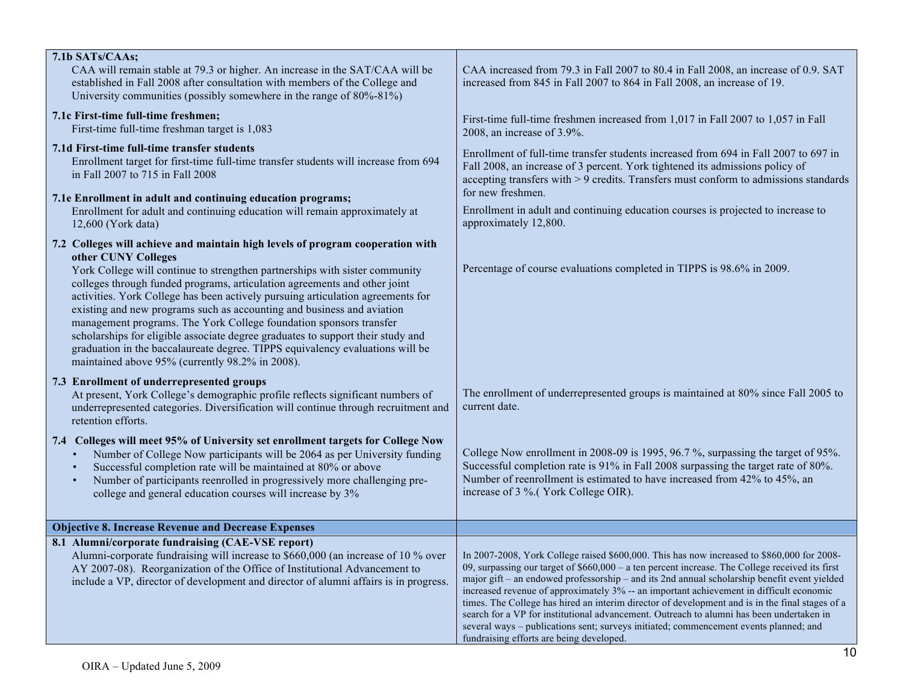| | |
|---|---|
| **7.1b SATs/CAAs;**<br>CAA will remain stable at 79.3 or higher. An increase in the SAT/CAA will be established in Fall 2008 after consultation with members of the College and University communities (possibly somewhere in the range of 80%-81%) | CAA increased from 79.3 in Fall 2007 to 80.4 in Fall 2008, an increase of 0.9. SAT increased from 845 in Fall 2007 to 864 in Fall 2008, an increase of 19. |
| **7.1c First-time full-time freshmen;**<br>First-time full-time freshman target is 1,083 | First-time full-time freshmen increased from 1,017 in Fall 2007 to 1,057 in Fall 2008, an increase of 3.9%. |
| **7.1d First-time full-time transfer students**<br>Enrollment target for first-time full-time transfer students will increase from 694 in Fall 2007 to 715 in Fall 2008 | Enrollment of full-time transfer students increased from 694 in Fall 2007 to 697 in Fall 2008, an increase of 3 percent. York tightened its admissions policy of accepting transfers with > 9 credits. Transfers must conform to admissions standards for new freshmen. |
| **7.1e Enrollment in adult and continuing education programs;**<br>Enrollment for adult and continuing education will remain approximately at 12,600 (York data) | Enrollment in adult and continuing education courses is projected to increase to approximately 12,800. |
| **7.2 Colleges will achieve and maintain high levels of program cooperation with other CUNY Colleges**<br>York College will continue to strengthen partnerships with sister community colleges through funded programs, articulation agreements and other joint activities. York College has been actively pursuing articulation agreements for existing and new programs such as accounting and business and aviation management programs. The York College foundation sponsors transfer scholarships for eligible associate degree graduates to support their study and graduation in the baccalaureate degree. TIPPS equivalency evaluations will be maintained above 95% (currently 98.2% in 2008). | Percentage of course evaluations completed in TIPPS is 98.6% in 2009. |
| **7.3 Enrollment of underrepresented groups**<br>At present, York College's demographic profile reflects significant numbers of underrepresented categories. Diversification will continue through recruitment and retention efforts. | The enrollment of underrepresented groups is maintained at 80% since Fall 2005 to current date. |
| **7.4 Colleges will meet 95% of University set enrollment targets for College Now**<br>• Number of College Now participants will be 2064 as per University funding<br>• Successful completion rate will be maintained at 80% or above<br>• Number of participants reenrolled in progressively more challenging pre-college and general education courses will increase by 3% | College Now enrollment in 2008-09 is 1995, 96.7 %, surpassing the target of 95%. Successful completion rate is 91% in Fall 2008 surpassing the target rate of 80%. Number of reenrollment is estimated to have increased from 42% to 45%, an increase of 3 %.( York College OIR). |
| **Objective 8. Increase Revenue and Decrease Expenses** | |
| **8.1 Alumni/corporate fundraising (CAE-VSE report)**<br>Alumni-corporate fundraising will increase to $660,000 (an increase of 10 % over AY 2007-08). Reorganization of the Office of Institutional Advancement to include a VP, director of development and director of alumni affairs is in progress. | In 2007-2008, York College raised $600,000. This has now increased to $860,000 for 2008-09, surpassing our target of $660,000 – a ten percent increase. The College received its first major gift – an endowed professorship – and its 2nd annual scholarship benefit event yielded increased revenue of approximately 3% -- an important achievement in difficult economic times. The College has hired an interim director of development and is in the final stages of a search for a VP for institutional advancement. Outreach to alumni has been undertaken in several ways – publications sent; surveys initiated; commencement events planned; and fundraising efforts are being developed. |

OIRA – Updated June 5, 2009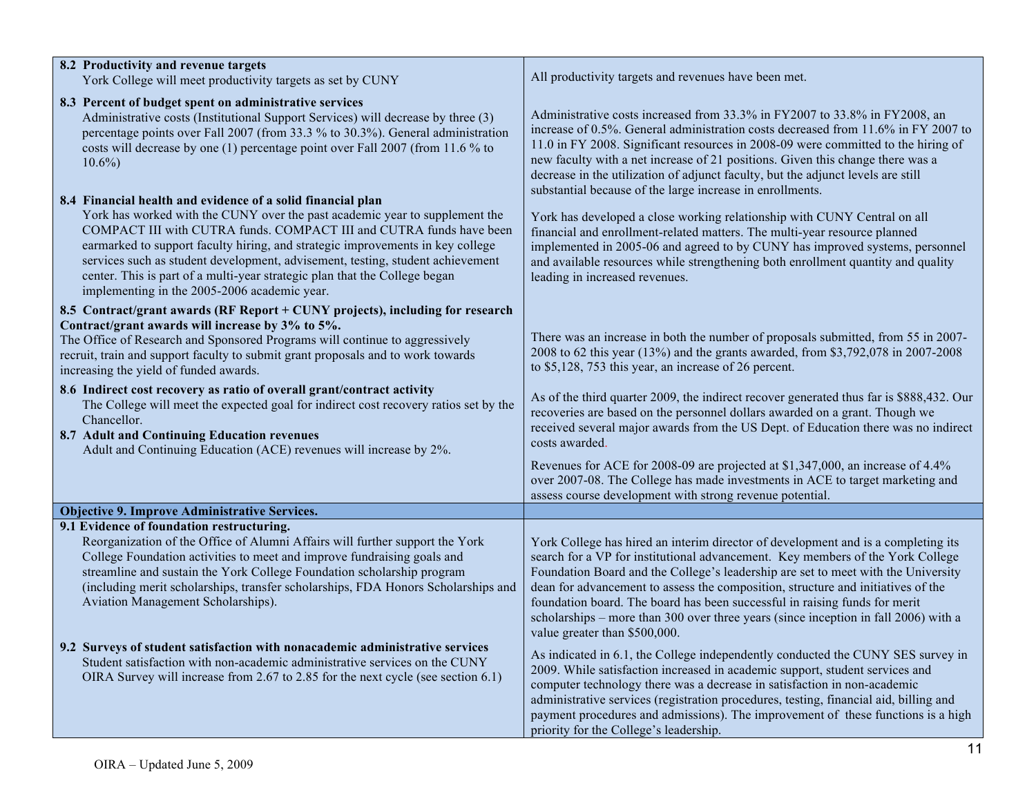| | |
|---|---|
| **8.2 Productivity and revenue targets**<br>York College will meet productivity targets as set by CUNY | All productivity targets and revenues have been met. |
| **8.3 Percent of budget spent on administrative services**<br>Administrative costs (Institutional Support Services) will decrease by three (3) percentage points over Fall 2007 (from 33.3 % to 30.3%). General administration costs will decrease by one (1) percentage point over Fall 2007 (from 11.6 % to 10.6%) | Administrative costs increased from 33.3% in FY2007 to 33.8% in FY2008, an increase of 0.5%. General administration costs decreased from 11.6% in FY 2007 to 11.0 in FY 2008. Significant resources in 2008-09 were committed to the hiring of new faculty with a net increase of 21 positions. Given this change there was a decrease in the utilization of adjunct faculty, but the adjunct levels are still substantial because of the large increase in enrollments. |
| **8.4 Financial health and evidence of a solid financial plan**<br>York has worked with the CUNY over the past academic year to supplement the COMPACT III with CUTRA funds. COMPACT III and CUTRA funds have been earmarked to support faculty hiring, and strategic improvements in key college services such as student development, advisement, testing, student achievement center. This is part of a multi-year strategic plan that the College began implementing in the 2005-2006 academic year. | York has developed a close working relationship with CUNY Central on all financial and enrollment-related matters. The multi-year resource planned implemented in 2005-06 and agreed to by CUNY has improved systems, personnel and available resources while strengthening both enrollment quantity and quality leading in increased revenues. |
| **8.5 Contract/grant awards (RF Report + CUNY projects), including for research Contract/grant awards will increase by 3% to 5%.**<br>The Office of Research and Sponsored Programs will continue to aggressively recruit, train and support faculty to submit grant proposals and to work towards increasing the yield of funded awards. | There was an increase in both the number of proposals submitted, from 55 in 2007-2008 to 62 this year (13%) and the grants awarded, from $3,792,078 in 2007-2008 to $5,128, 753 this year, an increase of 26 percent. |
| **8.6 Indirect cost recovery as ratio of overall grant/contract activity**<br>The College will meet the expected goal for indirect cost recovery ratios set by the Chancellor. | As of the third quarter 2009, the indirect recover generated thus far is $888,432. Our recoveries are based on the personnel dollars awarded on a grant. Though we received several major awards from the US Dept. of Education there was no indirect costs awarded. |
| **8.7 Adult and Continuing Education revenues**<br>Adult and Continuing Education (ACE) revenues will increase by 2%. | Revenues for ACE for 2008-09 are projected at $1,347,000, an increase of 4.4% over 2007-08. The College has made investments in ACE to target marketing and assess course development with strong revenue potential. |
| **Objective 9. Improve Administrative Services.** | |
| **9.1 Evidence of foundation restructuring.**<br>Reorganization of the Office of Alumni Affairs will further support the York College Foundation activities to meet and improve fundraising goals and streamline and sustain the York College Foundation scholarship program (including merit scholarships, transfer scholarships, FDA Honors Scholarships and Aviation Management Scholarships). | York College has hired an interim director of development and is a completing its search for a VP for institutional advancement. Key members of the York College Foundation Board and the College's leadership are set to meet with the University dean for advancement to assess the composition, structure and initiatives of the foundation board. The board has been successful in raising funds for merit scholarships – more than 300 over three years (since inception in fall 2006) with a value greater than $500,000. |
| **9.2 Surveys of student satisfaction with nonacademic administrative services**<br>Student satisfaction with non-academic administrative services on the CUNY OIRA Survey will increase from 2.67 to 2.85 for the next cycle (see section 6.1) | As indicated in 6.1, the College independently conducted the CUNY SES survey in 2009. While satisfaction increased in academic support, student services and computer technology there was a decrease in satisfaction in non-academic administrative services (registration procedures, testing, financial aid, billing and payment procedures and admissions). The improvement of these functions is a high priority for the College's leadership. |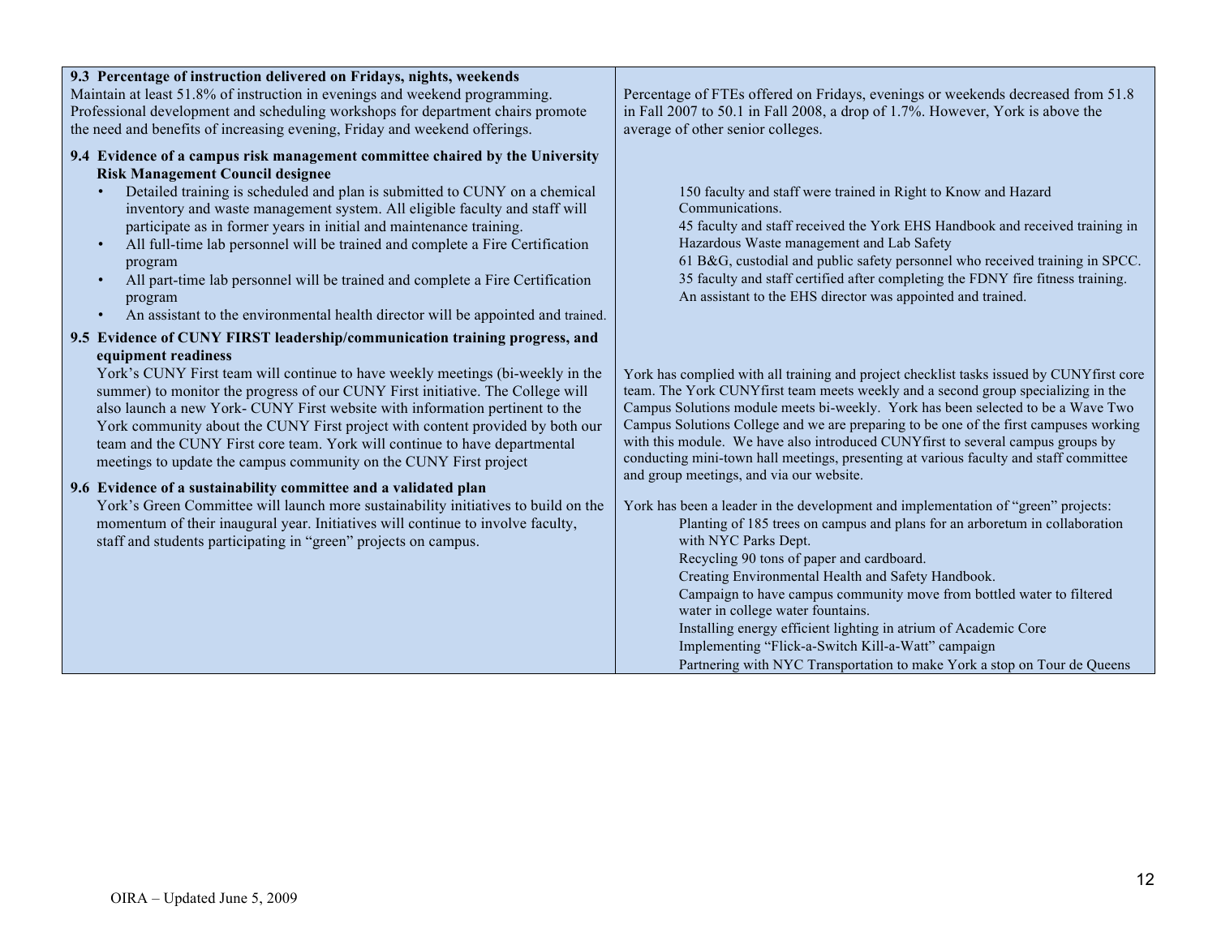| | |
|---|---|
| **9.3 Percentage of instruction delivered on Fridays, nights, weekends**<br>Maintain at least 51.8% of instruction in evenings and weekend programming. Professional development and scheduling workshops for department chairs promote the need and benefits of increasing evening, Friday and weekend offerings. | Percentage of FTEs offered on Fridays, evenings or weekends decreased from 51.8 in Fall 2007 to 50.1 in Fall 2008, a drop of 1.7%. However, York is above the average of other senior colleges. |
| **9.4 Evidence of a campus risk management committee chaired by the University Risk Management Council designee**<br>• Detailed training is scheduled and plan is submitted to CUNY on a chemical inventory and waste management system. All eligible faculty and staff will participate as in former years in initial and maintenance training.<br>• All full-time lab personnel will be trained and complete a Fire Certification program<br>• All part-time lab personnel will be trained and complete a Fire Certification program<br>• An assistant to the environmental health director will be appointed and trained. | 150 faculty and staff were trained in Right to Know and Hazard Communications.<br>45 faculty and staff received the York EHS Handbook and received training in Hazardous Waste management and Lab Safety<br>61 B&G, custodial and public safety personnel who received training in SPCC.<br>35 faculty and staff certified after completing the FDNY fire fitness training.<br>An assistant to the EHS director was appointed and trained. |
| **9.5 Evidence of CUNY FIRST leadership/communication training progress, and equipment readiness**<br>York's CUNY First team will continue to have weekly meetings (bi-weekly in the summer) to monitor the progress of our CUNY First initiative. The College will also launch a new York- CUNY First website with information pertinent to the York community about the CUNY First project with content provided by both our team and the CUNY First core team. York will continue to have departmental meetings to update the campus community on the CUNY First project | York has complied with all training and project checklist tasks issued by CUNYfirst core team. The York CUNYfirst team meets weekly and a second group specializing in the Campus Solutions module meets bi-weekly. York has been selected to be a Wave Two Campus Solutions College and we are preparing to be one of the first campuses working with this module. We have also introduced CUNYfirst to several campus groups by conducting mini-town hall meetings, presenting at various faculty and staff committee and group meetings, and via our website. |
| **9.6 Evidence of a sustainability committee and a validated plan**<br>York's Green Committee will launch more sustainability initiatives to build on the momentum of their inaugural year. Initiatives will continue to involve faculty, staff and students participating in "green" projects on campus. | York has been a leader in the development and implementation of "green" projects:<br>Planting of 185 trees on campus and plans for an arboretum in collaboration with NYC Parks Dept.<br>Recycling 90 tons of paper and cardboard.<br>Creating Environmental Health and Safety Handbook.<br>Campaign to have campus community move from bottled water to filtered water in college water fountains.<br>Installing energy efficient lighting in atrium of Academic Core<br>Implementing "Flick-a-Switch Kill-a-Watt" campaign<br>Partnering with NYC Transportation to make York a stop on Tour de Queens |

OIRA – Updated June 5, 2009